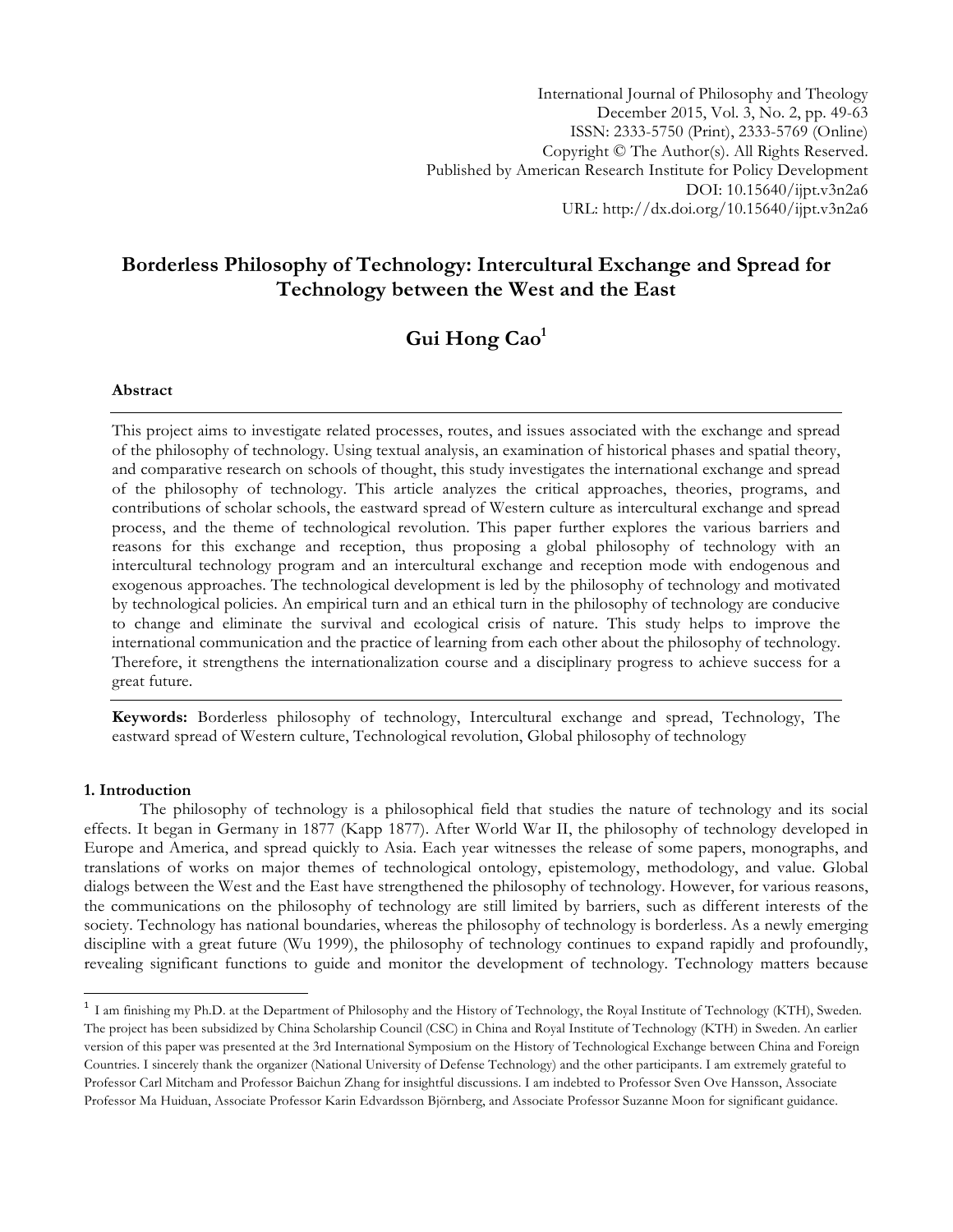International Journal of Philosophy and Theology
December 2015, Vol. 3, No. 2, pp. 49-63
ISSN: 2333-5750 (Print), 2333-5769 (Online)
Copyright © The Author(s). All Rights Reserved.
Published by American Research Institute for Policy Development
DOI: 10.15640/ijpt.v3n2a6
URL: http://dx.doi.org/10.15640/ijpt.v3n2a6

# Borderless Philosophy of Technology: Intercultural Exchange and Spread for Technology between the West and the East

## Gui Hong Cao[1]

### Abstract

This project aims to investigate related processes, routes, and issues associated with the exchange and spread of the philosophy of technology. Using textual analysis, an examination of historical phases and spatial theory, and comparative research on schools of thought, this study investigates the international exchange and spread of the philosophy of technology. This article analyzes the critical approaches, theories, programs, and contributions of scholar schools, the eastward spread of Western culture as intercultural exchange and spread process, and the theme of technological revolution. This paper further explores the various barriers and reasons for this exchange and reception, thus proposing a global philosophy of technology with an intercultural technology program and an intercultural exchange and reception mode with endogenous and exogenous approaches. The technological development is led by the philosophy of technology and motivated by technological policies. An empirical turn and an ethical turn in the philosophy of technology are conducive to change and eliminate the survival and ecological crisis of nature. This study helps to improve the international communication and the practice of learning from each other about the philosophy of technology. Therefore, it strengthens the internationalization course and a disciplinary progress to achieve success for a great future.

**Keywords:** Borderless philosophy of technology, Intercultural exchange and spread, Technology, The eastward spread of Western culture, Technological revolution, Global philosophy of technology

### 1. Introduction

The philosophy of technology is a philosophical field that studies the nature of technology and its social effects. It began in Germany in 1877 (Kapp 1877). After World War II, the philosophy of technology developed in Europe and America, and spread quickly to Asia. Each year witnesses the release of some papers, monographs, and translations of works on major themes of technological ontology, epistemology, methodology, and value. Global dialogs between the West and the East have strengthened the philosophy of technology. However, for various reasons, the communications on the philosophy of technology are still limited by barriers, such as different interests of the society. Technology has national boundaries, whereas the philosophy of technology is borderless. As a newly emerging discipline with a great future (Wu 1999), the philosophy of technology continues to expand rapidly and profoundly, revealing significant functions to guide and monitor the development of technology. Technology matters because

---

[1] I am finishing my Ph.D. at the Department of Philosophy and the History of Technology, the Royal Institute of Technology (KTH), Sweden. The project has been subsidized by China Scholarship Council (CSC) in China and Royal Institute of Technology (KTH) in Sweden. An earlier version of this paper was presented at the 3rd International Symposium on the History of Technological Exchange between China and Foreign Countries. I sincerely thank the organizer (National University of Defense Technology) and the other participants. I am extremely grateful to Professor Carl Mitcham and Professor Baichun Zhang for insightful discussions. I am indebted to Professor Sven Ove Hansson, Associate Professor Ma Huiduan, Associate Professor Karin Edvardsson Björnberg, and Associate Professor Suzanne Moon for significant guidance.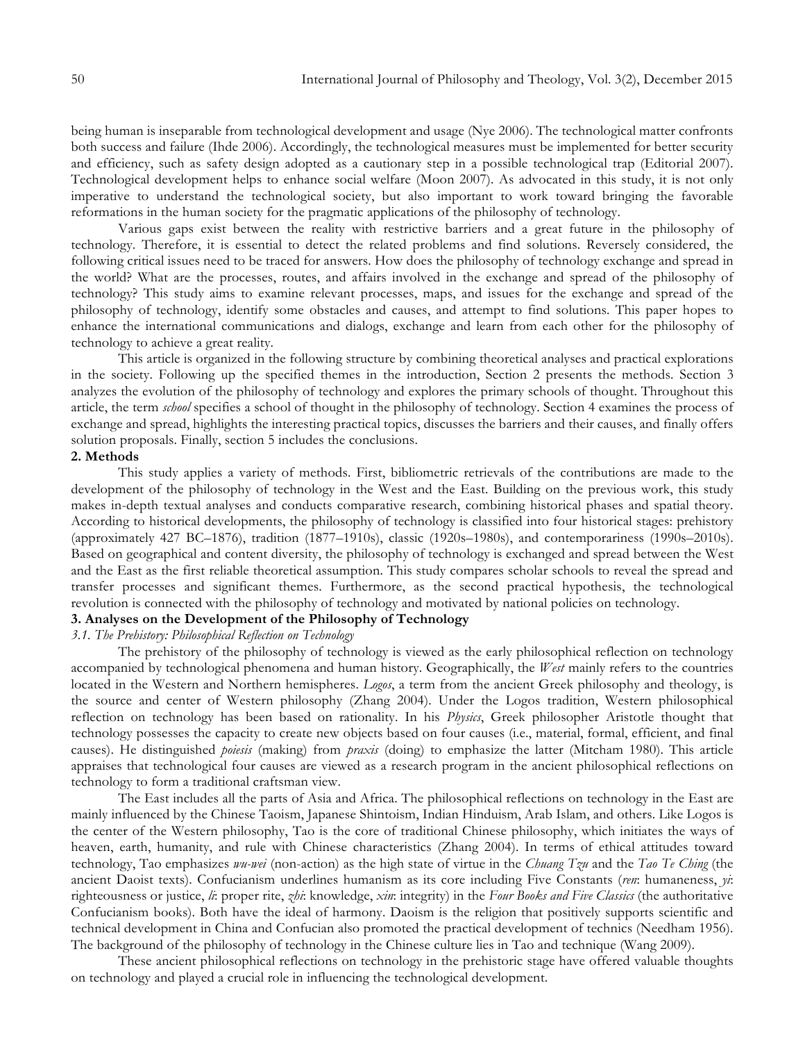being human is inseparable from technological development and usage (Nye 2006). The technological matter confronts both success and failure (Ihde 2006). Accordingly, the technological measures must be implemented for better security and efficiency, such as safety design adopted as a cautionary step in a possible technological trap (Editorial 2007). Technological development helps to enhance social welfare (Moon 2007). As advocated in this study, it is not only imperative to understand the technological society, but also important to work toward bringing the favorable reformations in the human society for the pragmatic applications of the philosophy of technology.

Various gaps exist between the reality with restrictive barriers and a great future in the philosophy of technology. Therefore, it is essential to detect the related problems and find solutions. Reversely considered, the following critical issues need to be traced for answers. How does the philosophy of technology exchange and spread in the world? What are the processes, routes, and affairs involved in the exchange and spread of the philosophy of technology? This study aims to examine relevant processes, maps, and issues for the exchange and spread of the philosophy of technology, identify some obstacles and causes, and attempt to find solutions. This paper hopes to enhance the international communications and dialogs, exchange and learn from each other for the philosophy of technology to achieve a great reality.

This article is organized in the following structure by combining theoretical analyses and practical explorations in the society. Following up the specified themes in the introduction, Section 2 presents the methods. Section 3 analyzes the evolution of the philosophy of technology and explores the primary schools of thought. Throughout this article, the term *school* specifies a school of thought in the philosophy of technology. Section 4 examines the process of exchange and spread, highlights the interesting practical topics, discusses the barriers and their causes, and finally offers solution proposals. Finally, section 5 includes the conclusions.

## 2. Methods

This study applies a variety of methods. First, bibliometric retrievals of the contributions are made to the development of the philosophy of technology in the West and the East. Building on the previous work, this study makes in-depth textual analyses and conducts comparative research, combining historical phases and spatial theory. According to historical developments, the philosophy of technology is classified into four historical stages: prehistory (approximately 427 BC–1876), tradition (1877–1910s), classic (1920s–1980s), and contemporariness (1990s–2010s). Based on geographical and content diversity, the philosophy of technology is exchanged and spread between the West and the East as the first reliable theoretical assumption. This study compares scholar schools to reveal the spread and transfer processes and significant themes. Furthermore, as the second practical hypothesis, the technological revolution is connected with the philosophy of technology and motivated by national policies on technology.

## 3. Analyses on the Development of the Philosophy of Technology

### *3.1. The Prehistory: Philosophical Reflection on Technology*

The prehistory of the philosophy of technology is viewed as the early philosophical reflection on technology accompanied by technological phenomena and human history. Geographically, the *West* mainly refers to the countries located in the Western and Northern hemispheres. *Logos*, a term from the ancient Greek philosophy and theology, is the source and center of Western philosophy (Zhang 2004). Under the Logos tradition, Western philosophical reflection on technology has been based on rationality. In his *Physics*, Greek philosopher Aristotle thought that technology possesses the capacity to create new objects based on four causes (i.e., material, formal, efficient, and final causes). He distinguished *poiesis* (making) from *praxis* (doing) to emphasize the latter (Mitcham 1980). This article appraises that technological four causes are viewed as a research program in the ancient philosophical reflections on technology to form a traditional craftsman view.

The East includes all the parts of Asia and Africa. The philosophical reflections on technology in the East are mainly influenced by the Chinese Taoism, Japanese Shintoism, Indian Hinduism, Arab Islam, and others. Like Logos is the center of the Western philosophy, Tao is the core of traditional Chinese philosophy, which initiates the ways of heaven, earth, humanity, and rule with Chinese characteristics (Zhang 2004). In terms of ethical attitudes toward technology, Tao emphasizes *wu-wei* (non-action) as the high state of virtue in the *Chuang Tzu* and the *Tao Te Ching* (the ancient Daoist texts). Confucianism underlines humanism as its core including Five Constants (*ren*: humaneness, *yi*: righteousness or justice, *li*: proper rite, *zhi*: knowledge, *xin*: integrity) in the *Four Books and Five Classics* (the authoritative Confucianism books). Both have the ideal of harmony. Daoism is the religion that positively supports scientific and technical development in China and Confucian also promoted the practical development of technics (Needham 1956). The background of the philosophy of technology in the Chinese culture lies in Tao and technique (Wang 2009).

These ancient philosophical reflections on technology in the prehistoric stage have offered valuable thoughts on technology and played a crucial role in influencing the technological development.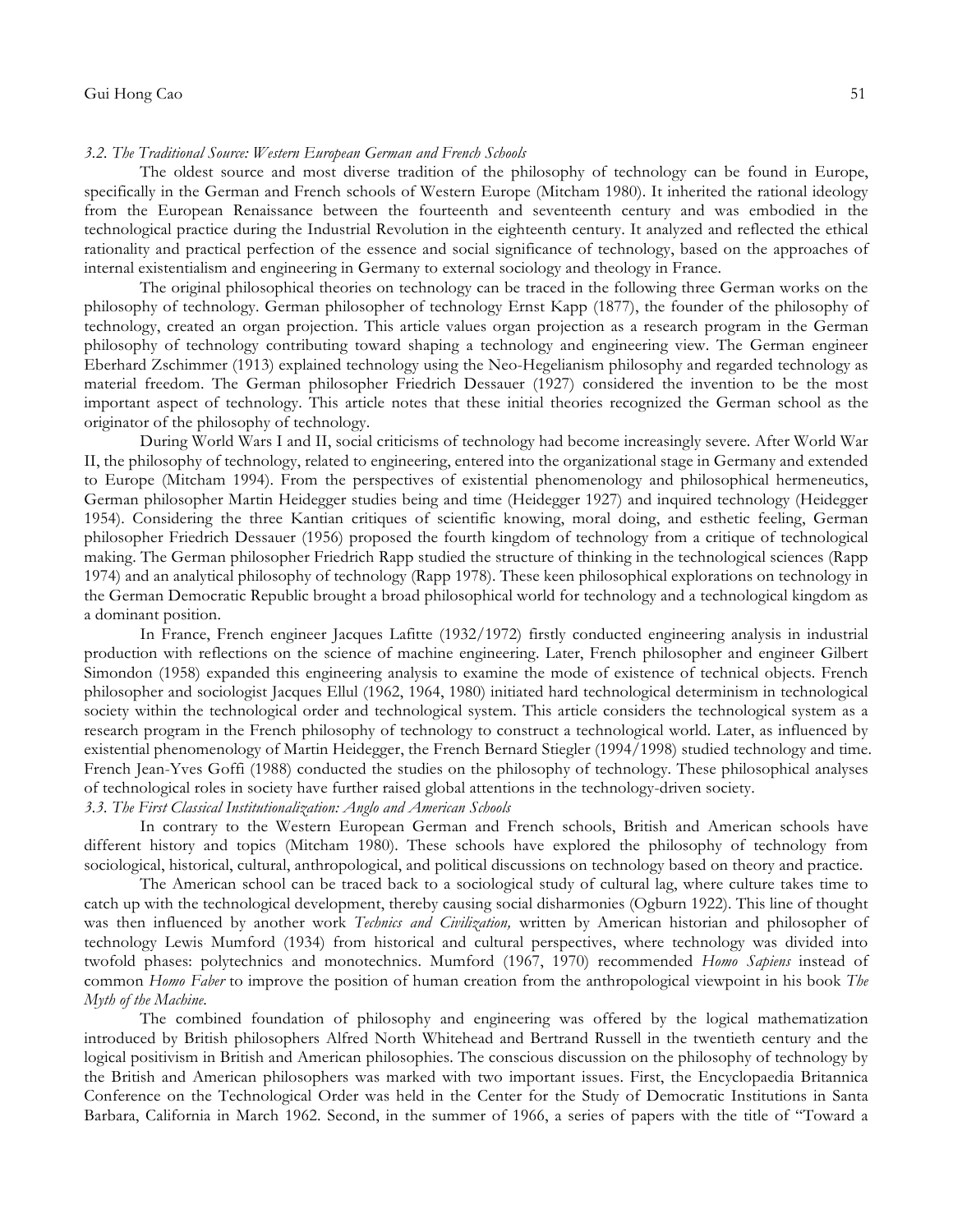### *3.2. The Traditional Source: Western European German and French Schools*

The oldest source and most diverse tradition of the philosophy of technology can be found in Europe, specifically in the German and French schools of Western Europe (Mitcham 1980). It inherited the rational ideology from the European Renaissance between the fourteenth and seventeenth century and was embodied in the technological practice during the Industrial Revolution in the eighteenth century. It analyzed and reflected the ethical rationality and practical perfection of the essence and social significance of technology, based on the approaches of internal existentialism and engineering in Germany to external sociology and theology in France.

The original philosophical theories on technology can be traced in the following three German works on the philosophy of technology. German philosopher of technology Ernst Kapp (1877), the founder of the philosophy of technology, created an organ projection. This article values organ projection as a research program in the German philosophy of technology contributing toward shaping a technology and engineering view. The German engineer Eberhard Zschimmer (1913) explained technology using the Neo-Hegelianism philosophy and regarded technology as material freedom. The German philosopher Friedrich Dessauer (1927) considered the invention to be the most important aspect of technology. This article notes that these initial theories recognized the German school as the originator of the philosophy of technology.

During World Wars I and II, social criticisms of technology had become increasingly severe. After World War II, the philosophy of technology, related to engineering, entered into the organizational stage in Germany and extended to Europe (Mitcham 1994). From the perspectives of existential phenomenology and philosophical hermeneutics, German philosopher Martin Heidegger studies being and time (Heidegger 1927) and inquired technology (Heidegger 1954). Considering the three Kantian critiques of scientific knowing, moral doing, and esthetic feeling, German philosopher Friedrich Dessauer (1956) proposed the fourth kingdom of technology from a critique of technological making. The German philosopher Friedrich Rapp studied the structure of thinking in the technological sciences (Rapp 1974) and an analytical philosophy of technology (Rapp 1978). These keen philosophical explorations on technology in the German Democratic Republic brought a broad philosophical world for technology and a technological kingdom as a dominant position.

In France, French engineer Jacques Lafitte (1932/1972) firstly conducted engineering analysis in industrial production with reflections on the science of machine engineering. Later, French philosopher and engineer Gilbert Simondon (1958) expanded this engineering analysis to examine the mode of existence of technical objects. French philosopher and sociologist Jacques Ellul (1962, 1964, 1980) initiated hard technological determinism in technological society within the technological order and technological system. This article considers the technological system as a research program in the French philosophy of technology to construct a technological world. Later, as influenced by existential phenomenology of Martin Heidegger, the French Bernard Stiegler (1994/1998) studied technology and time. French Jean-Yves Goffi (1988) conducted the studies on the philosophy of technology. These philosophical analyses of technological roles in society have further raised global attentions in the technology-driven society.

### *3.3. The First Classical Institutionalization: Anglo and American Schools*

In contrary to the Western European German and French schools, British and American schools have different history and topics (Mitcham 1980). These schools have explored the philosophy of technology from sociological, historical, cultural, anthropological, and political discussions on technology based on theory and practice.

The American school can be traced back to a sociological study of cultural lag, where culture takes time to catch up with the technological development, thereby causing social disharmonies (Ogburn 1922). This line of thought was then influenced by another work *Technics and Civilization,* written by American historian and philosopher of technology Lewis Mumford (1934) from historical and cultural perspectives, where technology was divided into twofold phases: polytechnics and monotechnics. Mumford (1967, 1970) recommended *Homo Sapiens* instead of common *Homo Faber* to improve the position of human creation from the anthropological viewpoint in his book *The Myth of the Machine.*

The combined foundation of philosophy and engineering was offered by the logical mathematization introduced by British philosophers Alfred North Whitehead and Bertrand Russell in the twentieth century and the logical positivism in British and American philosophies. The conscious discussion on the philosophy of technology by the British and American philosophers was marked with two important issues. First, the Encyclopaedia Britannica Conference on the Technological Order was held in the Center for the Study of Democratic Institutions in Santa Barbara, California in March 1962. Second, in the summer of 1966, a series of papers with the title of "Toward a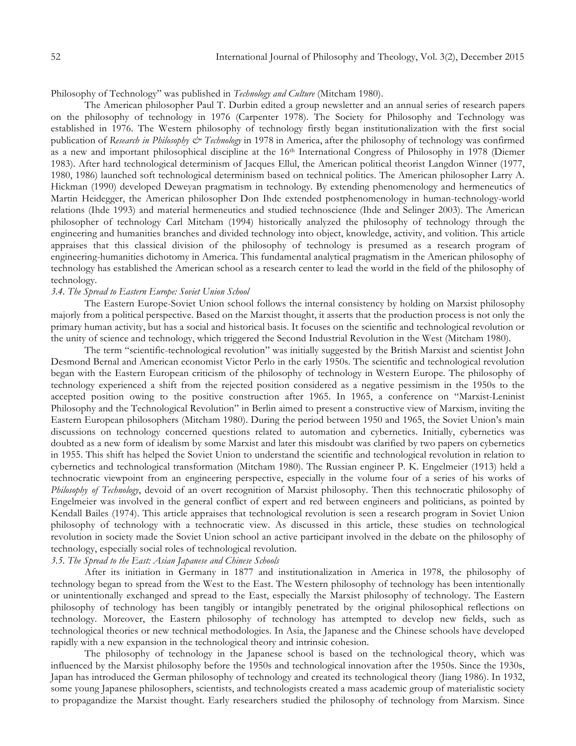Philosophy of Technology" was published in *Technology and Culture* (Mitcham 1980).

The American philosopher Paul T. Durbin edited a group newsletter and an annual series of research papers on the philosophy of technology in 1976 (Carpenter 1978). The Society for Philosophy and Technology was established in 1976. The Western philosophy of technology firstly began institutionalization with the first social publication of *Research in Philosophy & Technology* in 1978 in America, after the philosophy of technology was confirmed as a new and important philosophical discipline at the 16th International Congress of Philosophy in 1978 (Diemer 1983). After hard technological determinism of Jacques Ellul, the American political theorist Langdon Winner (1977, 1980, 1986) launched soft technological determinism based on technical politics. The American philosopher Larry A. Hickman (1990) developed Deweyan pragmatism in technology. By extending phenomenology and hermeneutics of Martin Heidegger, the American philosopher Don Ihde extended postphenomenology in human-technology-world relations (Ihde 1993) and material hermeneutics and studied technoscience (Ihde and Selinger 2003). The American philosopher of technology Carl Mitcham (1994) historically analyzed the philosophy of technology through the engineering and humanities branches and divided technology into object, knowledge, activity, and volition. This article appraises that this classical division of the philosophy of technology is presumed as a research program of engineering-humanities dichotomy in America. This fundamental analytical pragmatism in the American philosophy of technology has established the American school as a research center to lead the world in the field of the philosophy of technology.

### *3.4. The Spread to Eastern Europe: Soviet Union School*

The Eastern Europe-Soviet Union school follows the internal consistency by holding on Marxist philosophy majorly from a political perspective. Based on the Marxist thought, it asserts that the production process is not only the primary human activity, but has a social and historical basis. It focuses on the scientific and technological revolution or the unity of science and technology, which triggered the Second Industrial Revolution in the West (Mitcham 1980).

The term "scientific-technological revolution" was initially suggested by the British Marxist and scientist John Desmond Bernal and American economist Victor Perlo in the early 1950s. The scientific and technological revolution began with the Eastern European criticism of the philosophy of technology in Western Europe. The philosophy of technology experienced a shift from the rejected position considered as a negative pessimism in the 1950s to the accepted position owing to the positive construction after 1965. In 1965, a conference on "Marxist-Leninist Philosophy and the Technological Revolution" in Berlin aimed to present a constructive view of Marxism, inviting the Eastern European philosophers (Mitcham 1980). During the period between 1950 and 1965, the Soviet Union's main discussions on technology concerned questions related to automation and cybernetics. Initially, cybernetics was doubted as a new form of idealism by some Marxist and later this misdoubt was clarified by two papers on cybernetics in 1955. This shift has helped the Soviet Union to understand the scientific and technological revolution in relation to cybernetics and technological transformation (Mitcham 1980). The Russian engineer P. K. Engelmeier (1913) held a technocratic viewpoint from an engineering perspective, especially in the volume four of a series of his works of *Philosophy of Technology*, devoid of an overt recognition of Marxist philosophy. Then this technocratic philosophy of Engelmeier was involved in the general conflict of expert and red between engineers and politicians, as pointed by Kendall Bailes (1974). This article appraises that technological revolution is seen a research program in Soviet Union philosophy of technology with a technocratic view. As discussed in this article, these studies on technological revolution in society made the Soviet Union school an active participant involved in the debate on the philosophy of technology, especially social roles of technological revolution.

### *3.5. The Spread to the East: Asian Japanese and Chinese Schools*

After its initiation in Germany in 1877 and institutionalization in America in 1978, the philosophy of technology began to spread from the West to the East. The Western philosophy of technology has been intentionally or unintentionally exchanged and spread to the East, especially the Marxist philosophy of technology. The Eastern philosophy of technology has been tangibly or intangibly penetrated by the original philosophical reflections on technology. Moreover, the Eastern philosophy of technology has attempted to develop new fields, such as technological theories or new technical methodologies. In Asia, the Japanese and the Chinese schools have developed rapidly with a new expansion in the technological theory and intrinsic cohesion.

The philosophy of technology in the Japanese school is based on the technological theory, which was influenced by the Marxist philosophy before the 1950s and technological innovation after the 1950s. Since the 1930s, Japan has introduced the German philosophy of technology and created its technological theory (Jiang 1986). In 1932, some young Japanese philosophers, scientists, and technologists created a mass academic group of materialistic society to propagandize the Marxist thought. Early researchers studied the philosophy of technology from Marxism. Since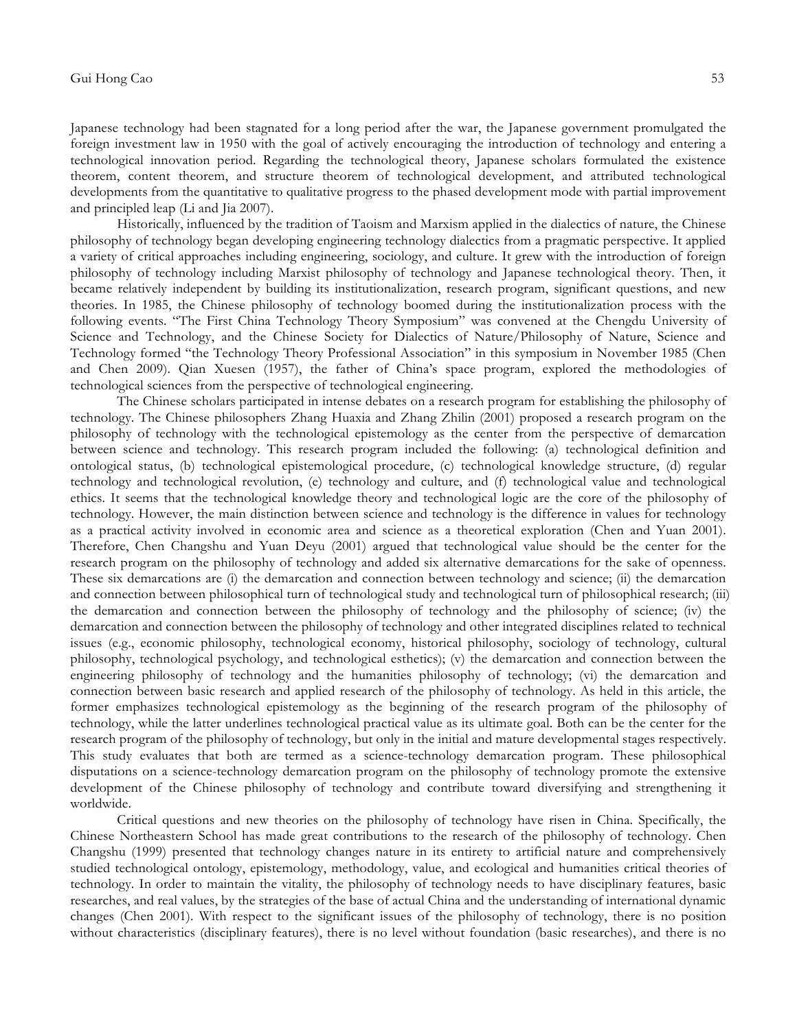Japanese technology had been stagnated for a long period after the war, the Japanese government promulgated the foreign investment law in 1950 with the goal of actively encouraging the introduction of technology and entering a technological innovation period. Regarding the technological theory, Japanese scholars formulated the existence theorem, content theorem, and structure theorem of technological development, and attributed technological developments from the quantitative to qualitative progress to the phased development mode with partial improvement and principled leap (Li and Jia 2007).

Historically, influenced by the tradition of Taoism and Marxism applied in the dialectics of nature, the Chinese philosophy of technology began developing engineering technology dialectics from a pragmatic perspective. It applied a variety of critical approaches including engineering, sociology, and culture. It grew with the introduction of foreign philosophy of technology including Marxist philosophy of technology and Japanese technological theory. Then, it became relatively independent by building its institutionalization, research program, significant questions, and new theories. In 1985, the Chinese philosophy of technology boomed during the institutionalization process with the following events. "The First China Technology Theory Symposium" was convened at the Chengdu University of Science and Technology, and the Chinese Society for Dialectics of Nature/Philosophy of Nature, Science and Technology formed "the Technology Theory Professional Association" in this symposium in November 1985 (Chen and Chen 2009). Qian Xuesen (1957), the father of China's space program, explored the methodologies of technological sciences from the perspective of technological engineering.

The Chinese scholars participated in intense debates on a research program for establishing the philosophy of technology. The Chinese philosophers Zhang Huaxia and Zhang Zhilin (2001) proposed a research program on the philosophy of technology with the technological epistemology as the center from the perspective of demarcation between science and technology. This research program included the following: (a) technological definition and ontological status, (b) technological epistemological procedure, (c) technological knowledge structure, (d) regular technology and technological revolution, (e) technology and culture, and (f) technological value and technological ethics. It seems that the technological knowledge theory and technological logic are the core of the philosophy of technology. However, the main distinction between science and technology is the difference in values for technology as a practical activity involved in economic area and science as a theoretical exploration (Chen and Yuan 2001). Therefore, Chen Changshu and Yuan Deyu (2001) argued that technological value should be the center for the research program on the philosophy of technology and added six alternative demarcations for the sake of openness. These six demarcations are (i) the demarcation and connection between technology and science; (ii) the demarcation and connection between philosophical turn of technological study and technological turn of philosophical research; (iii) the demarcation and connection between the philosophy of technology and the philosophy of science; (iv) the demarcation and connection between the philosophy of technology and other integrated disciplines related to technical issues (e.g., economic philosophy, technological economy, historical philosophy, sociology of technology, cultural philosophy, technological psychology, and technological esthetics); (v) the demarcation and connection between the engineering philosophy of technology and the humanities philosophy of technology; (vi) the demarcation and connection between basic research and applied research of the philosophy of technology. As held in this article, the former emphasizes technological epistemology as the beginning of the research program of the philosophy of technology, while the latter underlines technological practical value as its ultimate goal. Both can be the center for the research program of the philosophy of technology, but only in the initial and mature developmental stages respectively. This study evaluates that both are termed as a science-technology demarcation program. These philosophical disputations on a science-technology demarcation program on the philosophy of technology promote the extensive development of the Chinese philosophy of technology and contribute toward diversifying and strengthening it worldwide.

Critical questions and new theories on the philosophy of technology have risen in China. Specifically, the Chinese Northeastern School has made great contributions to the research of the philosophy of technology. Chen Changshu (1999) presented that technology changes nature in its entirety to artificial nature and comprehensively studied technological ontology, epistemology, methodology, value, and ecological and humanities critical theories of technology. In order to maintain the vitality, the philosophy of technology needs to have disciplinary features, basic researches, and real values, by the strategies of the base of actual China and the understanding of international dynamic changes (Chen 2001). With respect to the significant issues of the philosophy of technology, there is no position without characteristics (disciplinary features), there is no level without foundation (basic researches), and there is no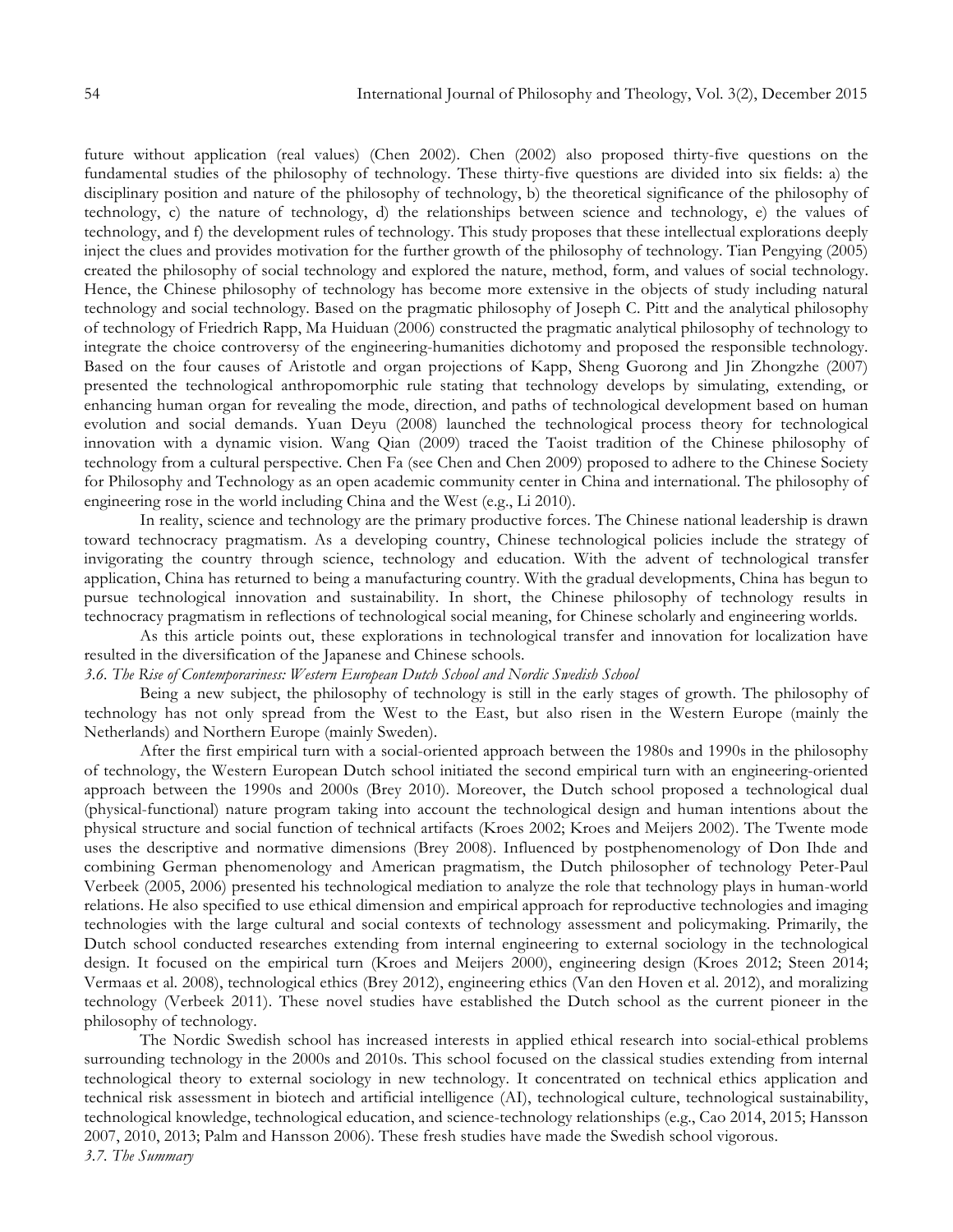future without application (real values) (Chen 2002). Chen (2002) also proposed thirty-five questions on the fundamental studies of the philosophy of technology. These thirty-five questions are divided into six fields: a) the disciplinary position and nature of the philosophy of technology, b) the theoretical significance of the philosophy of technology, c) the nature of technology, d) the relationships between science and technology, e) the values of technology, and f) the development rules of technology. This study proposes that these intellectual explorations deeply inject the clues and provides motivation for the further growth of the philosophy of technology. Tian Pengying (2005) created the philosophy of social technology and explored the nature, method, form, and values of social technology. Hence, the Chinese philosophy of technology has become more extensive in the objects of study including natural technology and social technology. Based on the pragmatic philosophy of Joseph C. Pitt and the analytical philosophy of technology of Friedrich Rapp, Ma Huiduan (2006) constructed the pragmatic analytical philosophy of technology to integrate the choice controversy of the engineering-humanities dichotomy and proposed the responsible technology. Based on the four causes of Aristotle and organ projections of Kapp, Sheng Guorong and Jin Zhongzhe (2007) presented the technological anthropomorphic rule stating that technology develops by simulating, extending, or enhancing human organ for revealing the mode, direction, and paths of technological development based on human evolution and social demands. Yuan Deyu (2008) launched the technological process theory for technological innovation with a dynamic vision. Wang Qian (2009) traced the Taoist tradition of the Chinese philosophy of technology from a cultural perspective. Chen Fa (see Chen and Chen 2009) proposed to adhere to the Chinese Society for Philosophy and Technology as an open academic community center in China and international. The philosophy of engineering rose in the world including China and the West (e.g., Li 2010).

In reality, science and technology are the primary productive forces. The Chinese national leadership is drawn toward technocracy pragmatism. As a developing country, Chinese technological policies include the strategy of invigorating the country through science, technology and education. With the advent of technological transfer application, China has returned to being a manufacturing country. With the gradual developments, China has begun to pursue technological innovation and sustainability. In short, the Chinese philosophy of technology results in technocracy pragmatism in reflections of technological social meaning, for Chinese scholarly and engineering worlds.

As this article points out, these explorations in technological transfer and innovation for localization have resulted in the diversification of the Japanese and Chinese schools.

### *3.6. The Rise of Contemporariness: Western European Dutch School and Nordic Swedish School*

Being a new subject, the philosophy of technology is still in the early stages of growth. The philosophy of technology has not only spread from the West to the East, but also risen in the Western Europe (mainly the Netherlands) and Northern Europe (mainly Sweden).

After the first empirical turn with a social-oriented approach between the 1980s and 1990s in the philosophy of technology, the Western European Dutch school initiated the second empirical turn with an engineering-oriented approach between the 1990s and 2000s (Brey 2010). Moreover, the Dutch school proposed a technological dual (physical-functional) nature program taking into account the technological design and human intentions about the physical structure and social function of technical artifacts (Kroes 2002; Kroes and Meijers 2002). The Twente mode uses the descriptive and normative dimensions (Brey 2008). Influenced by postphenomenology of Don Ihde and combining German phenomenology and American pragmatism, the Dutch philosopher of technology Peter-Paul Verbeek (2005, 2006) presented his technological mediation to analyze the role that technology plays in human-world relations. He also specified to use ethical dimension and empirical approach for reproductive technologies and imaging technologies with the large cultural and social contexts of technology assessment and policymaking. Primarily, the Dutch school conducted researches extending from internal engineering to external sociology in the technological design. It focused on the empirical turn (Kroes and Meijers 2000), engineering design (Kroes 2012; Steen 2014; Vermaas et al. 2008), technological ethics (Brey 2012), engineering ethics (Van den Hoven et al. 2012), and moralizing technology (Verbeek 2011). These novel studies have established the Dutch school as the current pioneer in the philosophy of technology.

The Nordic Swedish school has increased interests in applied ethical research into social-ethical problems surrounding technology in the 2000s and 2010s. This school focused on the classical studies extending from internal technological theory to external sociology in new technology. It concentrated on technical ethics application and technical risk assessment in biotech and artificial intelligence (AI), technological culture, technological sustainability, technological knowledge, technological education, and science-technology relationships (e.g., Cao 2014, 2015; Hansson 2007, 2010, 2013; Palm and Hansson 2006). These fresh studies have made the Swedish school vigorous.

### *3.7. The Summary*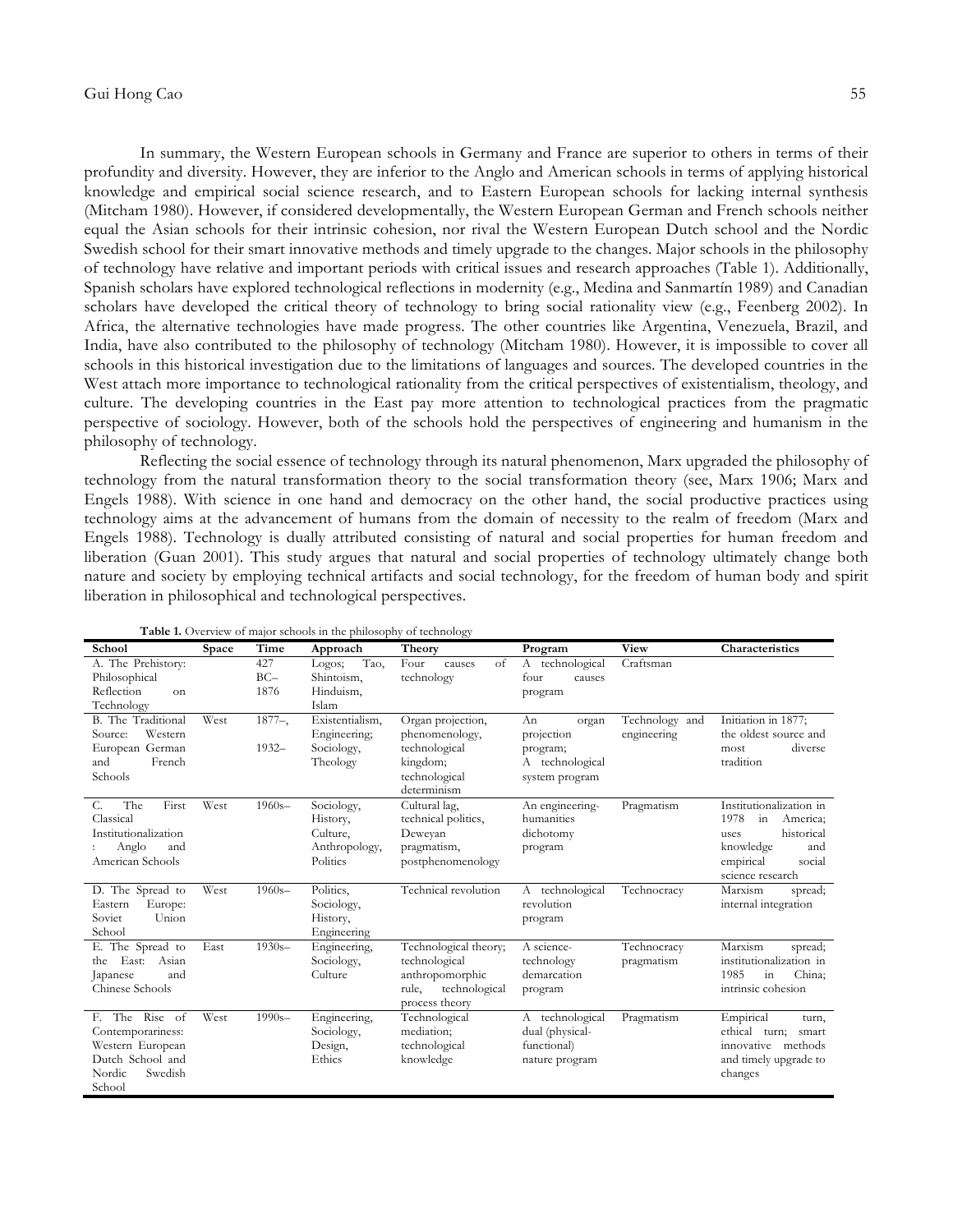In summary, the Western European schools in Germany and France are superior to others in terms of their profundity and diversity. However, they are inferior to the Anglo and American schools in terms of applying historical knowledge and empirical social science research, and to Eastern European schools for lacking internal synthesis (Mitcham 1980). However, if considered developmentally, the Western European German and French schools neither equal the Asian schools for their intrinsic cohesion, nor rival the Western European Dutch school and the Nordic Swedish school for their smart innovative methods and timely upgrade to the changes. Major schools in the philosophy of technology have relative and important periods with critical issues and research approaches (Table 1). Additionally, Spanish scholars have explored technological reflections in modernity (e.g., Medina and Sanmartín 1989) and Canadian scholars have developed the critical theory of technology to bring social rationality view (e.g., Feenberg 2002). In Africa, the alternative technologies have made progress. The other countries like Argentina, Venezuela, Brazil, and India, have also contributed to the philosophy of technology (Mitcham 1980). However, it is impossible to cover all schools in this historical investigation due to the limitations of languages and sources. The developed countries in the West attach more importance to technological rationality from the critical perspectives of existentialism, theology, and culture. The developing countries in the East pay more attention to technological practices from the pragmatic perspective of sociology. However, both of the schools hold the perspectives of engineering and humanism in the philosophy of technology.

Reflecting the social essence of technology through its natural phenomenon, Marx upgraded the philosophy of technology from the natural transformation theory to the social transformation theory (see, Marx 1906; Marx and Engels 1988). With science in one hand and democracy on the other hand, the social productive practices using technology aims at the advancement of humans from the domain of necessity to the realm of freedom (Marx and Engels 1988). Technology is dually attributed consisting of natural and social properties for human freedom and liberation (Guan 2001). This study argues that natural and social properties of technology ultimately change both nature and society by employing technical artifacts and social technology, for the freedom of human body and spirit liberation in philosophical and technological perspectives.

**Table 1.** Overview of major schools in the philosophy of technology

| School | Space | Time | Approach | Theory | Program | View | Characteristics |
|---|---|---|---|---|---|---|---|
| A. The Prehistory: Philosophical Reflection on Technology | | 427 BC– 1876 | Logos; Tao, Shintoism, Hinduism, Islam | Four causes of technology | A technological four causes program | Craftsman | |
| B. The Traditional Source: Western European German and French Schools | West | 1877–, 1932– | Existentialism, Engineering; Sociology, Theology | Organ projection, phenomenology, technological kingdom; technological determinism | An organ projection program; A technological system program | Technology and engineering | Initiation in 1877; the oldest source and most diverse tradition |
| C. The First Classical Institutionalization: Anglo and American Schools | West | 1960s– | Sociology, History, Culture, Anthropology, Politics | Cultural lag, technical politics, Deweyan pragmatism, postphenomenology | An engineering-humanities dichotomy program | Pragmatism | Institutionalization in 1978 in America; uses historical knowledge and empirical social science research |
| D. The Spread to Eastern Europe: Soviet Union School | West | 1960s– | Politics, Sociology, History, Engineering | Technical revolution | A technological revolution program | Technocracy | Marxism spread; internal integration |
| E. The Spread to the East: Asian Japanese and Chinese Schools | East | 1930s– | Engineering, Sociology, Culture | Technological theory; technological anthropomorphic rule, technological process theory | A science-technology demarcation program | Technocracy pragmatism | Marxism spread; institutionalization in 1985 in China; intrinsic cohesion |
| F. The Rise of Contemporariness: Western European Dutch School and Nordic Swedish School | West | 1990s– | Engineering, Sociology, Design, Ethics | Technological mediation; technological knowledge | A technological dual (physical-functional) nature program | Pragmatism | Empirical turn, ethical turn; smart innovative methods and timely upgrade to changes |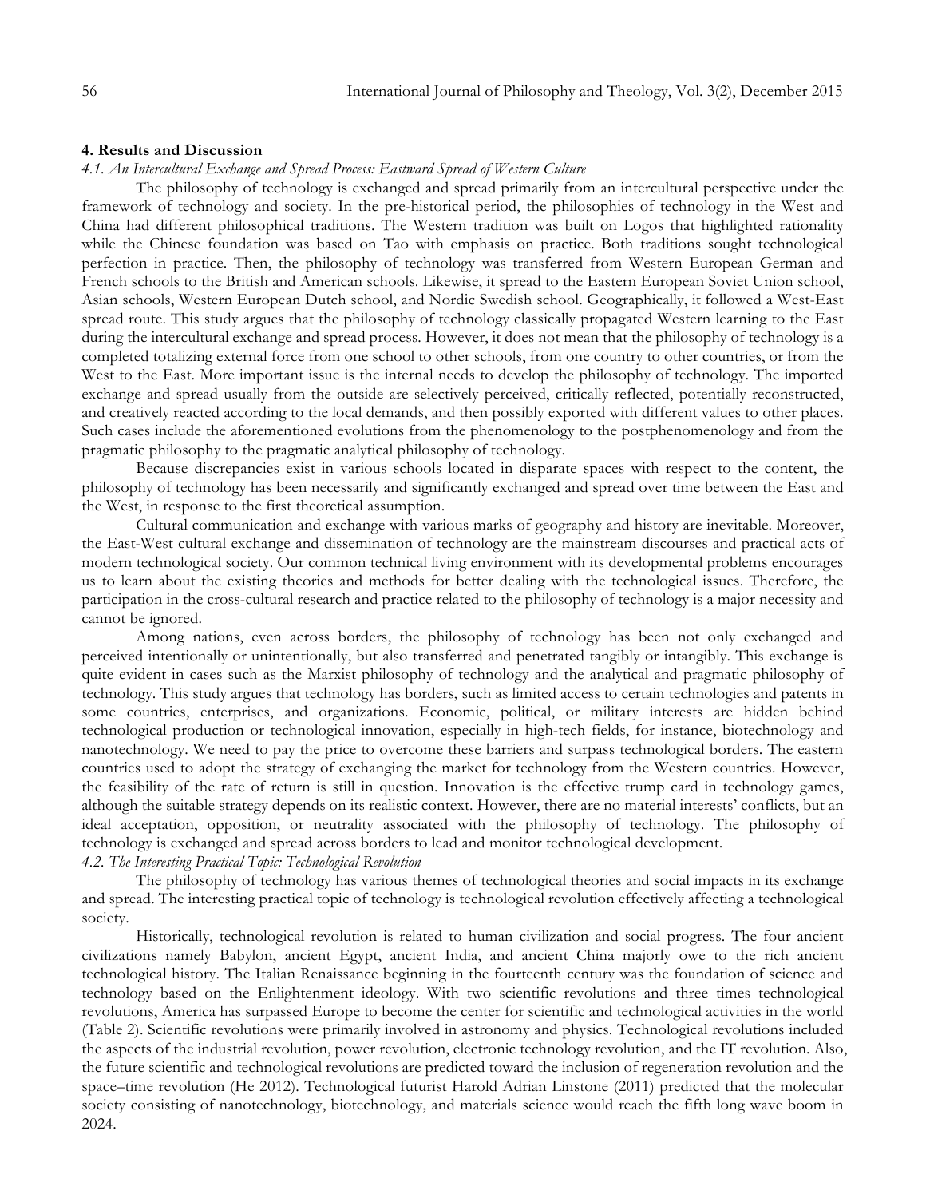## 4. Results and Discussion

### *4.1. An Intercultural Exchange and Spread Process: Eastward Spread of Western Culture*

The philosophy of technology is exchanged and spread primarily from an intercultural perspective under the framework of technology and society. In the pre-historical period, the philosophies of technology in the West and China had different philosophical traditions. The Western tradition was built on Logos that highlighted rationality while the Chinese foundation was based on Tao with emphasis on practice. Both traditions sought technological perfection in practice. Then, the philosophy of technology was transferred from Western European German and French schools to the British and American schools. Likewise, it spread to the Eastern European Soviet Union school, Asian schools, Western European Dutch school, and Nordic Swedish school. Geographically, it followed a West-East spread route. This study argues that the philosophy of technology classically propagated Western learning to the East during the intercultural exchange and spread process. However, it does not mean that the philosophy of technology is a completed totalizing external force from one school to other schools, from one country to other countries, or from the West to the East. More important issue is the internal needs to develop the philosophy of technology. The imported exchange and spread usually from the outside are selectively perceived, critically reflected, potentially reconstructed, and creatively reacted according to the local demands, and then possibly exported with different values to other places. Such cases include the aforementioned evolutions from the phenomenology to the postphenomenology and from the pragmatic philosophy to the pragmatic analytical philosophy of technology.

Because discrepancies exist in various schools located in disparate spaces with respect to the content, the philosophy of technology has been necessarily and significantly exchanged and spread over time between the East and the West, in response to the first theoretical assumption.

Cultural communication and exchange with various marks of geography and history are inevitable. Moreover, the East-West cultural exchange and dissemination of technology are the mainstream discourses and practical acts of modern technological society. Our common technical living environment with its developmental problems encourages us to learn about the existing theories and methods for better dealing with the technological issues. Therefore, the participation in the cross-cultural research and practice related to the philosophy of technology is a major necessity and cannot be ignored.

Among nations, even across borders, the philosophy of technology has been not only exchanged and perceived intentionally or unintentionally, but also transferred and penetrated tangibly or intangibly. This exchange is quite evident in cases such as the Marxist philosophy of technology and the analytical and pragmatic philosophy of technology. This study argues that technology has borders, such as limited access to certain technologies and patents in some countries, enterprises, and organizations. Economic, political, or military interests are hidden behind technological production or technological innovation, especially in high-tech fields, for instance, biotechnology and nanotechnology. We need to pay the price to overcome these barriers and surpass technological borders. The eastern countries used to adopt the strategy of exchanging the market for technology from the Western countries. However, the feasibility of the rate of return is still in question. Innovation is the effective trump card in technology games, although the suitable strategy depends on its realistic context. However, there are no material interests' conflicts, but an ideal acceptation, opposition, or neutrality associated with the philosophy of technology. The philosophy of technology is exchanged and spread across borders to lead and monitor technological development.

### *4.2. The Interesting Practical Topic: Technological Revolution*

The philosophy of technology has various themes of technological theories and social impacts in its exchange and spread. The interesting practical topic of technology is technological revolution effectively affecting a technological society.

Historically, technological revolution is related to human civilization and social progress. The four ancient civilizations namely Babylon, ancient Egypt, ancient India, and ancient China majorly owe to the rich ancient technological history. The Italian Renaissance beginning in the fourteenth century was the foundation of science and technology based on the Enlightenment ideology. With two scientific revolutions and three times technological revolutions, America has surpassed Europe to become the center for scientific and technological activities in the world (Table 2). Scientific revolutions were primarily involved in astronomy and physics. Technological revolutions included the aspects of the industrial revolution, power revolution, electronic technology revolution, and the IT revolution. Also, the future scientific and technological revolutions are predicted toward the inclusion of regeneration revolution and the space–time revolution (He 2012). Technological futurist Harold Adrian Linstone (2011) predicted that the molecular society consisting of nanotechnology, biotechnology, and materials science would reach the fifth long wave boom in 2024.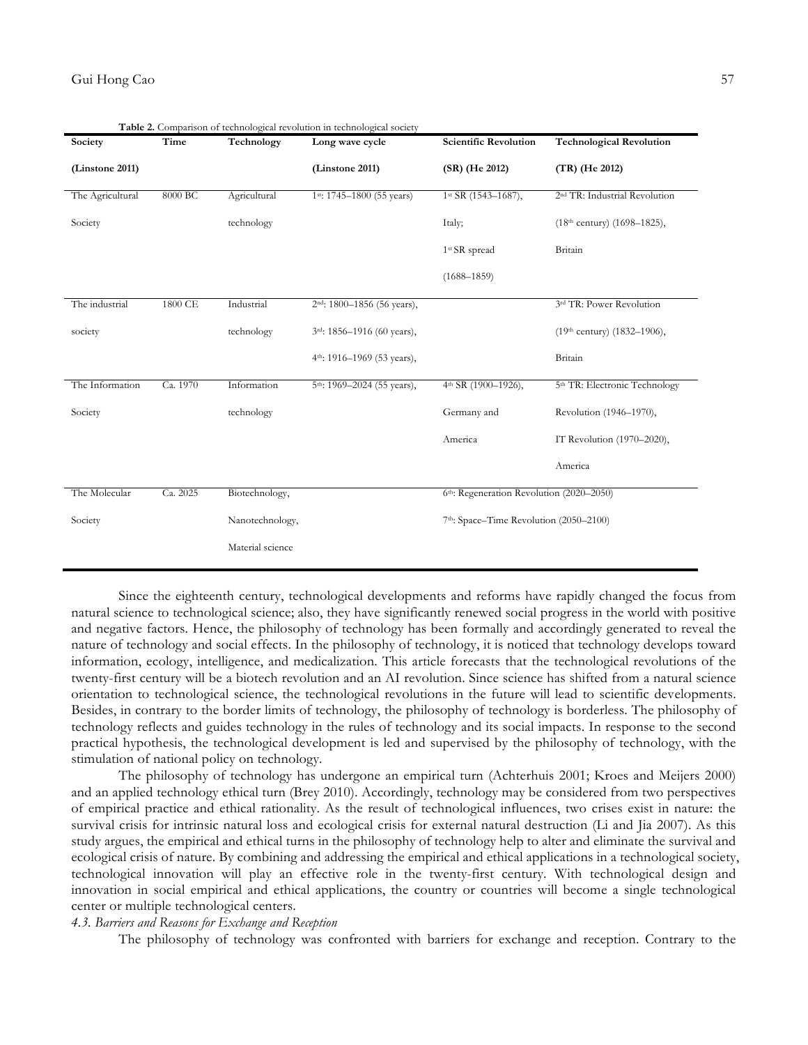**Table 2.** Comparison of technological revolution in technological society

| Society (Linstone 2011) | Time | Technology | Long wave cycle (Linstone 2011) | Scientific Revolution (SR) (He 2012) | Technological Revolution (TR) (He 2012) |
|---|---|---|---|---|---|
| The Agricultural Society | 8000 BC | Agricultural technology | 1st: 1745–1800 (55 years) | 1st SR (1543–1687), Italy; 1st SR spread (1688–1859) | 2nd TR: Industrial Revolution (18th century) (1698–1825), Britain |
| The industrial society | 1800 CE | Industrial technology | 2nd: 1800–1856 (56 years), 3rd: 1856–1916 (60 years), 4th: 1916–1969 (53 years), | | 3rd TR: Power Revolution (19th century) (1832–1906), Britain |
| The Information Society | Ca. 1970 | Information technology | 5th: 1969–2024 (55 years), | 4th SR (1900–1926), Germany and America | 5th TR: Electronic Technology Revolution (1946–1970), IT Revolution (1970–2020), America |
| The Molecular Society | Ca. 2025 | Biotechnology, Nanotechnology, Material science | | 6th: Regeneration Revolution (2020–2050) 7th: Space–Time Revolution (2050–2100) | |

Since the eighteenth century, technological developments and reforms have rapidly changed the focus from natural science to technological science; also, they have significantly renewed social progress in the world with positive and negative factors. Hence, the philosophy of technology has been formally and accordingly generated to reveal the nature of technology and social effects. In the philosophy of technology, it is noticed that technology develops toward information, ecology, intelligence, and medicalization. This article forecasts that the technological revolutions of the twenty-first century will be a biotech revolution and an AI revolution. Since science has shifted from a natural science orientation to technological science, the technological revolutions in the future will lead to scientific developments. Besides, in contrary to the border limits of technology, the philosophy of technology is borderless. The philosophy of technology reflects and guides technology in the rules of technology and its social impacts. In response to the second practical hypothesis, the technological development is led and supervised by the philosophy of technology, with the stimulation of national policy on technology.

The philosophy of technology has undergone an empirical turn (Achterhuis 2001; Kroes and Meijers 2000) and an applied technology ethical turn (Brey 2010). Accordingly, technology may be considered from two perspectives of empirical practice and ethical rationality. As the result of technological influences, two crises exist in nature: the survival crisis for intrinsic natural loss and ecological crisis for external natural destruction (Li and Jia 2007). As this study argues, the empirical and ethical turns in the philosophy of technology help to alter and eliminate the survival and ecological crisis of nature. By combining and addressing the empirical and ethical applications in a technological society, technological innovation will play an effective role in the twenty-first century. With technological design and innovation in social empirical and ethical applications, the country or countries will become a single technological center or multiple technological centers.

*4.3. Barriers and Reasons for Exchange and Reception*

The philosophy of technology was confronted with barriers for exchange and reception. Contrary to the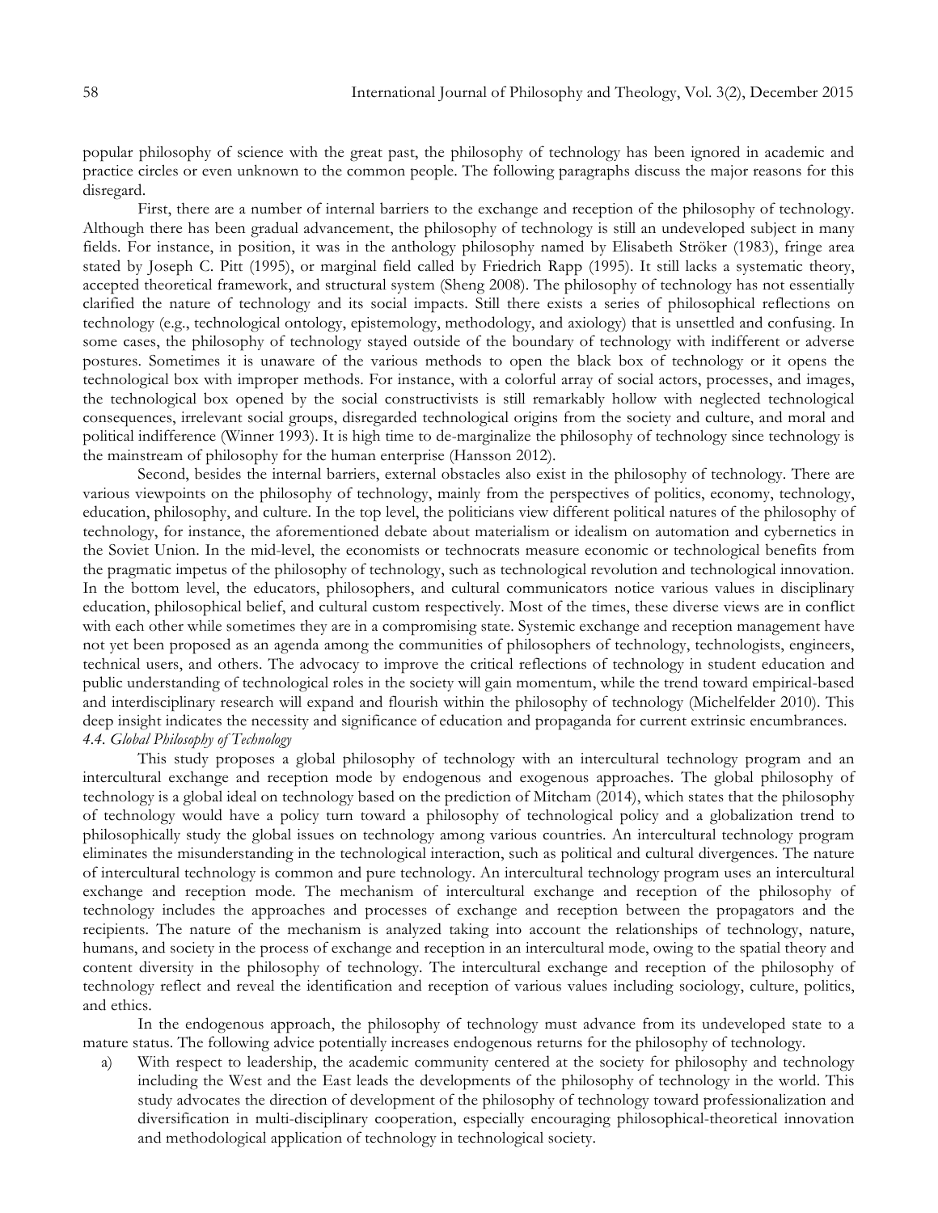popular philosophy of science with the great past, the philosophy of technology has been ignored in academic and practice circles or even unknown to the common people. The following paragraphs discuss the major reasons for this disregard.

First, there are a number of internal barriers to the exchange and reception of the philosophy of technology. Although there has been gradual advancement, the philosophy of technology is still an undeveloped subject in many fields. For instance, in position, it was in the anthology philosophy named by Elisabeth Ströker (1983), fringe area stated by Joseph C. Pitt (1995), or marginal field called by Friedrich Rapp (1995). It still lacks a systematic theory, accepted theoretical framework, and structural system (Sheng 2008). The philosophy of technology has not essentially clarified the nature of technology and its social impacts. Still there exists a series of philosophical reflections on technology (e.g., technological ontology, epistemology, methodology, and axiology) that is unsettled and confusing. In some cases, the philosophy of technology stayed outside of the boundary of technology with indifferent or adverse postures. Sometimes it is unaware of the various methods to open the black box of technology or it opens the technological box with improper methods. For instance, with a colorful array of social actors, processes, and images, the technological box opened by the social constructivists is still remarkably hollow with neglected technological consequences, irrelevant social groups, disregarded technological origins from the society and culture, and moral and political indifference (Winner 1993). It is high time to de-marginalize the philosophy of technology since technology is the mainstream of philosophy for the human enterprise (Hansson 2012).

Second, besides the internal barriers, external obstacles also exist in the philosophy of technology. There are various viewpoints on the philosophy of technology, mainly from the perspectives of politics, economy, technology, education, philosophy, and culture. In the top level, the politicians view different political natures of the philosophy of technology, for instance, the aforementioned debate about materialism or idealism on automation and cybernetics in the Soviet Union. In the mid-level, the economists or technocrats measure economic or technological benefits from the pragmatic impetus of the philosophy of technology, such as technological revolution and technological innovation. In the bottom level, the educators, philosophers, and cultural communicators notice various values in disciplinary education, philosophical belief, and cultural custom respectively. Most of the times, these diverse views are in conflict with each other while sometimes they are in a compromising state. Systemic exchange and reception management have not yet been proposed as an agenda among the communities of philosophers of technology, technologists, engineers, technical users, and others. The advocacy to improve the critical reflections of technology in student education and public understanding of technological roles in the society will gain momentum, while the trend toward empirical-based and interdisciplinary research will expand and flourish within the philosophy of technology (Michelfelder 2010). This deep insight indicates the necessity and significance of education and propaganda for current extrinsic encumbrances.

### *4.4. Global Philosophy of Technology*

This study proposes a global philosophy of technology with an intercultural technology program and an intercultural exchange and reception mode by endogenous and exogenous approaches. The global philosophy of technology is a global ideal on technology based on the prediction of Mitcham (2014), which states that the philosophy of technology would have a policy turn toward a philosophy of technological policy and a globalization trend to philosophically study the global issues on technology among various countries. An intercultural technology program eliminates the misunderstanding in the technological interaction, such as political and cultural divergences. The nature of intercultural technology is common and pure technology. An intercultural technology program uses an intercultural exchange and reception mode. The mechanism of intercultural exchange and reception of the philosophy of technology includes the approaches and processes of exchange and reception between the propagators and the recipients. The nature of the mechanism is analyzed taking into account the relationships of technology, nature, humans, and society in the process of exchange and reception in an intercultural mode, owing to the spatial theory and content diversity in the philosophy of technology. The intercultural exchange and reception of the philosophy of technology reflect and reveal the identification and reception of various values including sociology, culture, politics, and ethics.

In the endogenous approach, the philosophy of technology must advance from its undeveloped state to a mature status. The following advice potentially increases endogenous returns for the philosophy of technology.

a) With respect to leadership, the academic community centered at the society for philosophy and technology including the West and the East leads the developments of the philosophy of technology in the world. This study advocates the direction of development of the philosophy of technology toward professionalization and diversification in multi-disciplinary cooperation, especially encouraging philosophical-theoretical innovation and methodological application of technology in technological society.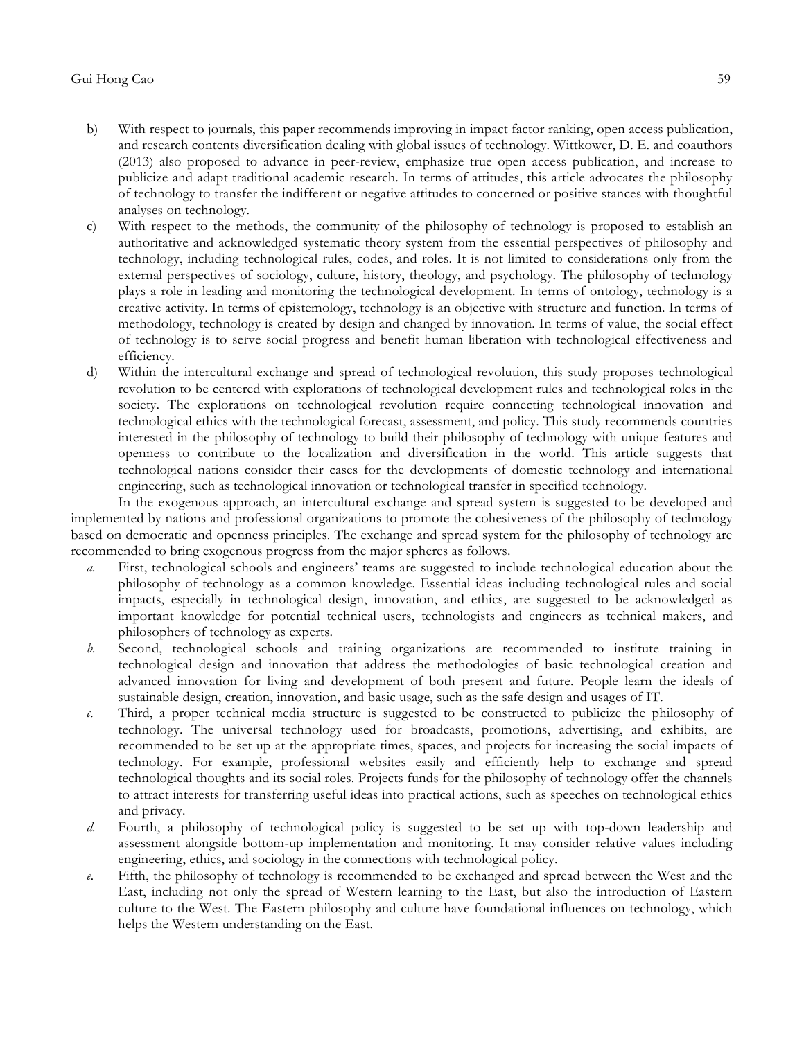b) With respect to journals, this paper recommends improving in impact factor ranking, open access publication, and research contents diversification dealing with global issues of technology. Wittkower, D. E. and coauthors (2013) also proposed to advance in peer-review, emphasize true open access publication, and increase to publicize and adapt traditional academic research. In terms of attitudes, this article advocates the philosophy of technology to transfer the indifferent or negative attitudes to concerned or positive stances with thoughtful analyses on technology.

c) With respect to the methods, the community of the philosophy of technology is proposed to establish an authoritative and acknowledged systematic theory system from the essential perspectives of philosophy and technology, including technological rules, codes, and roles. It is not limited to considerations only from the external perspectives of sociology, culture, history, theology, and psychology. The philosophy of technology plays a role in leading and monitoring the technological development. In terms of ontology, technology is a creative activity. In terms of epistemology, technology is an objective with structure and function. In terms of methodology, technology is created by design and changed by innovation. In terms of value, the social effect of technology is to serve social progress and benefit human liberation with technological effectiveness and efficiency.

d) Within the intercultural exchange and spread of technological revolution, this study proposes technological revolution to be centered with explorations of technological development rules and technological roles in the society. The explorations on technological revolution require connecting technological innovation and technological ethics with the technological forecast, assessment, and policy. This study recommends countries interested in the philosophy of technology to build their philosophy of technology with unique features and openness to contribute to the localization and diversification in the world. This article suggests that technological nations consider their cases for the developments of domestic technology and international engineering, such as technological innovation or technological transfer in specified technology.

In the exogenous approach, an intercultural exchange and spread system is suggested to be developed and implemented by nations and professional organizations to promote the cohesiveness of the philosophy of technology based on democratic and openness principles. The exchange and spread system for the philosophy of technology are recommended to bring exogenous progress from the major spheres as follows.

*a.* First, technological schools and engineers' teams are suggested to include technological education about the philosophy of technology as a common knowledge. Essential ideas including technological rules and social impacts, especially in technological design, innovation, and ethics, are suggested to be acknowledged as important knowledge for potential technical users, technologists and engineers as technical makers, and philosophers of technology as experts.

*b.* Second, technological schools and training organizations are recommended to institute training in technological design and innovation that address the methodologies of basic technological creation and advanced innovation for living and development of both present and future. People learn the ideals of sustainable design, creation, innovation, and basic usage, such as the safe design and usages of IT.

*c.* Third, a proper technical media structure is suggested to be constructed to publicize the philosophy of technology. The universal technology used for broadcasts, promotions, advertising, and exhibits, are recommended to be set up at the appropriate times, spaces, and projects for increasing the social impacts of technology. For example, professional websites easily and efficiently help to exchange and spread technological thoughts and its social roles. Projects funds for the philosophy of technology offer the channels to attract interests for transferring useful ideas into practical actions, such as speeches on technological ethics and privacy.

*d.* Fourth, a philosophy of technological policy is suggested to be set up with top-down leadership and assessment alongside bottom-up implementation and monitoring. It may consider relative values including engineering, ethics, and sociology in the connections with technological policy.

*e.* Fifth, the philosophy of technology is recommended to be exchanged and spread between the West and the East, including not only the spread of Western learning to the East, but also the introduction of Eastern culture to the West. The Eastern philosophy and culture have foundational influences on technology, which helps the Western understanding on the East.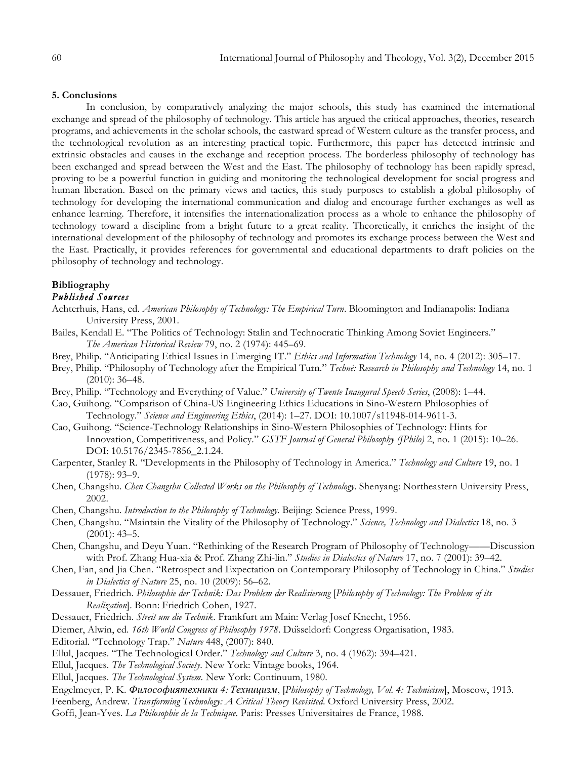## 5. Conclusions

In conclusion, by comparatively analyzing the major schools, this study has examined the international exchange and spread of the philosophy of technology. This article has argued the critical approaches, theories, research programs, and achievements in the scholar schools, the eastward spread of Western culture as the transfer process, and the technological revolution as an interesting practical topic. Furthermore, this paper has detected intrinsic and extrinsic obstacles and causes in the exchange and reception process. The borderless philosophy of technology has been exchanged and spread between the West and the East. The philosophy of technology has been rapidly spread, proving to be a powerful function in guiding and monitoring the technological development for social progress and human liberation. Based on the primary views and tactics, this study purposes to establish a global philosophy of technology for developing the international communication and dialog and encourage further exchanges as well as enhance learning. Therefore, it intensifies the internationalization process as a whole to enhance the philosophy of technology toward a discipline from a bright future to a great reality. Theoretically, it enriches the insight of the international development of the philosophy of technology and promotes its exchange process between the West and the East. Practically, it provides references for governmental and educational departments to draft policies on the philosophy of technology and technology.

## Bibliography

### *Published Sources*

Achterhuis, Hans, ed. *American Philosophy of Technology: The Empirical Turn*. Bloomington and Indianapolis: Indiana University Press, 2001.

Bailes, Kendall E. "The Politics of Technology: Stalin and Technocratic Thinking Among Soviet Engineers." *The American Historical Review* 79, no. 2 (1974): 445–69.

Brey, Philip. "Anticipating Ethical Issues in Emerging IT." *Ethics and Information Technology* 14, no. 4 (2012): 305–17.

Brey, Philip. "Philosophy of Technology after the Empirical Turn." *Techné: Research in Philosophy and Technology* 14, no. 1 (2010): 36–48.

Brey, Philip. "Technology and Everything of Value." *University of Twente Inaugural Speech Series*, (2008): 1–44.

Cao, Guihong. "Comparison of China-US Engineering Ethics Educations in Sino-Western Philosophies of Technology." *Science and Engineering Ethics*, (2014): 1–27. DOI: 10.1007/s11948-014-9611-3.

Cao, Guihong. "Science-Technology Relationships in Sino-Western Philosophies of Technology: Hints for Innovation, Competitiveness, and Policy." *GSTF Journal of General Philosophy (JPhilo)* 2, no. 1 (2015): 10–26. DOI: 10.5176/2345-7856_2.1.24.

Carpenter, Stanley R. "Developments in the Philosophy of Technology in America." *Technology and Culture* 19, no. 1 (1978): 93–9.

Chen, Changshu. *Chen Changshu Collected Works on the Philosophy of Technology*. Shenyang: Northeastern University Press, 2002.

Chen, Changshu. *Introduction to the Philosophy of Technology*. Beijing: Science Press, 1999.

Chen, Changshu. "Maintain the Vitality of the Philosophy of Technology." *Science, Technology and Dialectics* 18, no. 3 (2001): 43–5.

Chen, Changshu, and Deyu Yuan. "Rethinking of the Research Program of Philosophy of Technology——Discussion with Prof. Zhang Hua-xia & Prof. Zhang Zhi-lin." *Studies in Dialectics of Nature* 17, no. 7 (2001): 39–42.

Chen, Fan, and Jia Chen. "Retrospect and Expectation on Contemporary Philosophy of Technology in China." *Studies in Dialectics of Nature* 25, no. 10 (2009): 56–62.

Dessauer, Friedrich. *Philosophie der Technik: Das Problem der Realisierung* [*Philosophy of Technology: The Problem of its Realization*]. Bonn: Friedrich Cohen, 1927.

Dessauer, Friedrich. *Streit um die Technik*. Frankfurt am Main: Verlag Josef Knecht, 1956.

Diemer, Alwin, ed. *16th World Congress of Philosophy 1978*. Düsseldorf: Congress Organisation, 1983.

Editorial. "Technology Trap." *Nature* 448, (2007): 840.

Ellul, Jacques. "The Technological Order." *Technology and Culture* 3, no. 4 (1962): 394–421.

Ellul, Jacques. *The Technological Society*. New York: Vintage books, 1964.

Ellul, Jacques. *The Technological System*. New York: Continuum, 1980.

Engelmeyer, P. K. *Философиятехники 4: Техницизм*, [*Philosophy of Technology, Vol. 4: Technicism*], Moscow, 1913.

Feenberg, Andrew. *Transforming Technology: A Critical Theory Revisited*. Oxford University Press, 2002.

Goffi, Jean-Yves. *La Philosophie de la Technique*. Paris: Presses Universitaires de France, 1988.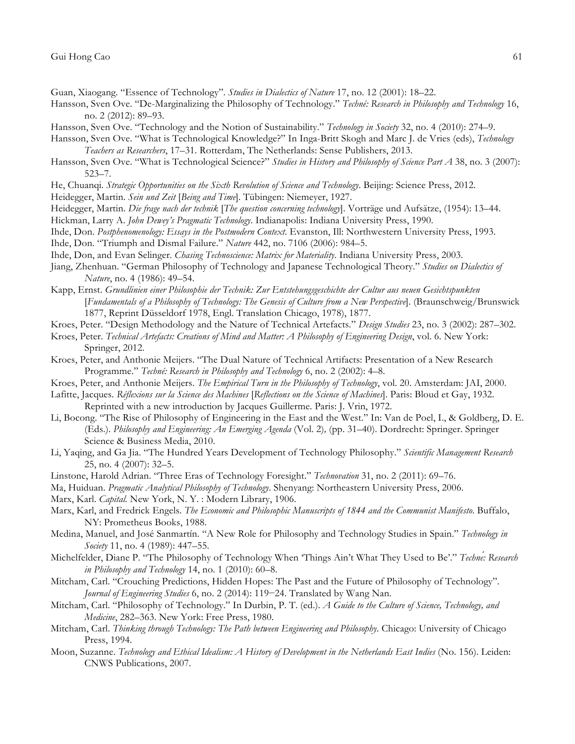Guan, Xiaogang. "Essence of Technology". *Studies in Dialectics of Nature* 17, no. 12 (2001): 18–22.

Hansson, Sven Ove. "De-Marginalizing the Philosophy of Technology." *Techné: Research in Philosophy and Technology* 16, no. 2 (2012): 89–93.

Hansson, Sven Ove. "Technology and the Notion of Sustainability." *Technology in Society* 32, no. 4 (2010): 274–9.

Hansson, Sven Ove. "What is Technological Knowledge?" In Inga-Britt Skogh and Marc J. de Vries (eds), *Technology Teachers as Researchers*, 17–31. Rotterdam, The Netherlands: Sense Publishers, 2013.

Hansson, Sven Ove. "What is Technological Science?" *Studies in History and Philosophy of Science Part A* 38, no. 3 (2007): 523–7.

He, Chuanqi. *Strategic Opportunities on the Sixth Revolution of Science and Technology*. Beijing: Science Press, 2012.

Heidegger, Martin. *Sein und Zeit* [*Being and Time*]. Tübingen: Niemeyer, 1927.

Heidegger, Martin. *Die frage nach der technik* [*The question concerning technology*]. Vorträge und Aufsätze, (1954): 13–44.

Hickman, Larry A. *John Dewey's Pragmatic Technology*. Indianapolis: Indiana University Press, 1990.

Ihde, Don. *Postphenomenology: Essays in the Postmodern Context*. Evanston, Ill: Northwestern University Press, 1993.

Ihde, Don. "Triumph and Dismal Failure." *Nature* 442, no. 7106 (2006): 984–5.

Ihde, Don, and Evan Selinger. *Chasing Technoscience: Matrix for Materiality*. Indiana University Press, 2003.

Jiang, Zhenhuan. "German Philosophy of Technology and Japanese Technological Theory." *Studies on Dialectics of Nature*, no. 4 (1986): 49–54.

Kapp, Ernst. *Grundlinien einer Philosophie der Technik: Zur Entstehungsgeschichte der Cultur aus neuen Gesichtspunkten* [*Fundamentals of a Philosophy of Technology: The Genesis of Culture from a New Perspective*]. (Braunschweig/Brunswick 1877, Reprint Düsseldorf 1978, Engl. Translation Chicago, 1978), 1877.

Kroes, Peter. "Design Methodology and the Nature of Technical Artefacts." *Design Studies* 23, no. 3 (2002): 287–302.

Kroes, Peter. *Technical Artefacts: Creations of Mind and Matter: A Philosophy of Engineering Design*, vol. 6. New York: Springer, 2012.

Kroes, Peter, and Anthonie Meijers. "The Dual Nature of Technical Artifacts: Presentation of a New Research Programme." *Techné: Research in Philosophy and Technology* 6, no. 2 (2002): 4–8.

Kroes, Peter, and Anthonie Meijers. *The Empirical Turn in the Philosophy of Technology*, vol. 20. Amsterdam: JAI, 2000.

Lafitte, Jacques. *Réflexions sur la Science des Machines* [*Reflections on the Science of Machines*]. Paris: Bloud et Gay, 1932. Reprinted with a new introduction by Jacques Guillerme. Paris: J. Vrin, 1972.

Li, Bocong. "The Rise of Philosophy of Engineering in the East and the West." In: Van de Poel, I., & Goldberg, D. E. (Eds.). *Philosophy and Engineering: An Emerging Agenda* (Vol. 2)*,* (pp. 31–40). Dordrecht: Springer. Springer Science & Business Media, 2010.

Li, Yaqing, and Ga Jia. "The Hundred Years Development of Technology Philosophy." *Scientific Management Research* 25, no. 4 (2007): 32–5.

Linstone, Harold Adrian. "Three Eras of Technology Foresight." *Technovation* 31, no. 2 (2011): 69–76.

Ma, Huiduan. *Pragmatic Analytical Philosophy of Technology*. Shenyang: Northeastern University Press, 2006.

Marx, Karl. *Capital*. New York, N. Y. : Modern Library, 1906.

Marx, Karl, and Fredrick Engels. *The Economic and Philosophic Manuscripts of 1844 and the Communist Manifesto*. Buffalo, NY: Prometheus Books, 1988.

Medina, Manuel, and José Sanmartín. "A New Role for Philosophy and Technology Studies in Spain." *Technology in Society* 11, no. 4 (1989): 447–55.

Michelfelder, Diane P. "The Philosophy of Technology When 'Things Ain't What They Used to Be'." *Techné: Research in Philosophy and Technology* 14, no. 1 (2010): 60–8.

Mitcham, Carl. "Crouching Predictions, Hidden Hopes: The Past and the Future of Philosophy of Technology". *Journal of Engineering Studies* 6, no. 2 (2014): 119−24. Translated by Wang Nan.

Mitcham, Carl. "Philosophy of Technology." In Durbin, P. T. (ed.). *A Guide to the Culture of Science, Technology, and Medicine*, 282–363. New York: Free Press, 1980.

Mitcham, Carl. *Thinking through Technology: The Path between Engineering and Philosophy*. Chicago: University of Chicago Press, 1994.

Moon, Suzanne. *Technology and Ethical Idealism: A History of Development in the Netherlands East Indies* (No. 156). Leiden: CNWS Publications, 2007.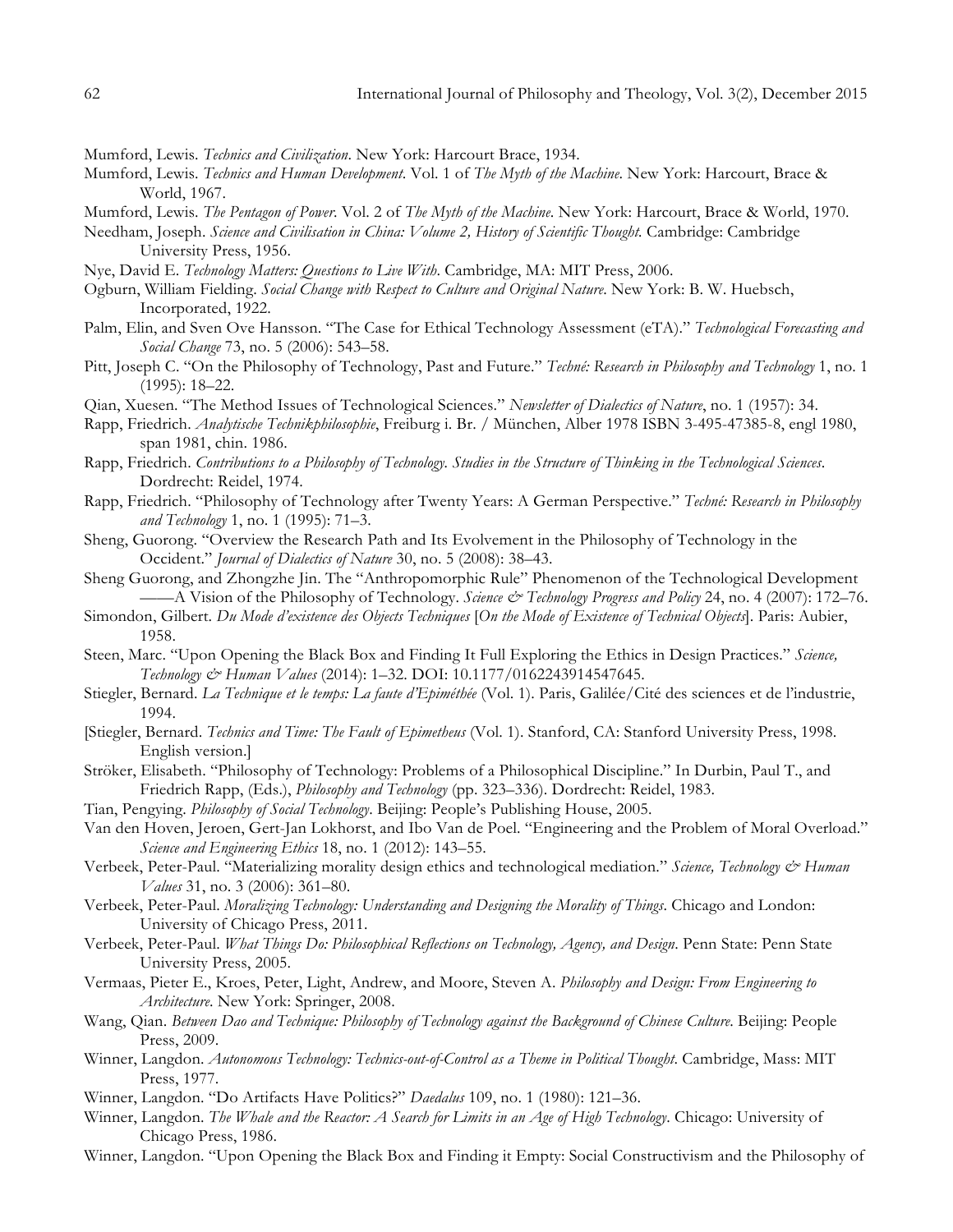Mumford, Lewis. *Technics and Civilization*. New York: Harcourt Brace, 1934.

Mumford, Lewis. *Technics and Human Development*. Vol. 1 of *The Myth of the Machine*. New York: Harcourt, Brace & World, 1967.

Mumford, Lewis. *The Pentagon of Power*. Vol. 2 of *The Myth of the Machine*. New York: Harcourt, Brace & World, 1970.

Needham, Joseph. *Science and Civilisation in China: Volume 2, History of Scientific Thought*. Cambridge: Cambridge University Press, 1956.

Nye, David E. *Technology Matters: Questions to Live With*. Cambridge, MA: MIT Press, 2006.

Ogburn, William Fielding. *Social Change with Respect to Culture and Original Nature*. New York: B. W. Huebsch, Incorporated, 1922.

Palm, Elin, and Sven Ove Hansson. "The Case for Ethical Technology Assessment (eTA)." *Technological Forecasting and Social Change* 73, no. 5 (2006): 543–58.

Pitt, Joseph C. "On the Philosophy of Technology, Past and Future." *Techné: Research in Philosophy and Technology* 1, no. 1 (1995): 18–22.

Qian, Xuesen. "The Method Issues of Technological Sciences." *Newsletter of Dialectics of Nature*, no. 1 (1957): 34.

Rapp, Friedrich. *Analytische Technikphilosophie*, Freiburg i. Br. / München, Alber 1978 ISBN 3-495-47385-8, engl 1980, span 1981, chin. 1986.

Rapp, Friedrich. *Contributions to a Philosophy of Technology. Studies in the Structure of Thinking in the Technological Sciences*. Dordrecht: Reidel, 1974.

Rapp, Friedrich. "Philosophy of Technology after Twenty Years: A German Perspective." *Techné: Research in Philosophy and Technology* 1, no. 1 (1995): 71–3.

Sheng, Guorong. "Overview the Research Path and Its Evolvement in the Philosophy of Technology in the Occident." *Journal of Dialectics of Nature* 30, no. 5 (2008): 38–43.

Sheng Guorong, and Zhongzhe Jin. The "Anthropomorphic Rule" Phenomenon of the Technological Development ——A Vision of the Philosophy of Technology. *Science & Technology Progress and Policy* 24, no. 4 (2007): 172–76.

Simondon, Gilbert. *Du Mode d'existence des Objects Techniques* [*On the Mode of Existence of Technical Objects*]. Paris: Aubier, 1958.

Steen, Marc. "Upon Opening the Black Box and Finding It Full Exploring the Ethics in Design Practices." *Science, Technology & Human Values* (2014): 1–32. DOI: 10.1177/0162243914547645.

Stiegler, Bernard. *La Technique et le temps: La faute d'Epiméthée* (Vol. 1). Paris, Galilée/Cité des sciences et de l'industrie, 1994.

[Stiegler, Bernard. *Technics and Time: The Fault of Epimetheus* (Vol. 1). Stanford, CA: Stanford University Press, 1998. English version.]

Ströker, Elisabeth. "Philosophy of Technology: Problems of a Philosophical Discipline." In Durbin, Paul T., and Friedrich Rapp, (Eds.), *Philosophy and Technology* (pp. 323–336). Dordrecht: Reidel, 1983.

Tian, Pengying. *Philosophy of Social Technology*. Beijing: People's Publishing House, 2005.

Van den Hoven, Jeroen, Gert-Jan Lokhorst, and Ibo Van de Poel. "Engineering and the Problem of Moral Overload." *Science and Engineering Ethics* 18, no. 1 (2012): 143–55.

Verbeek, Peter-Paul. "Materializing morality design ethics and technological mediation." *Science, Technology & Human Values* 31, no. 3 (2006): 361–80.

Verbeek, Peter-Paul. *Moralizing Technology: Understanding and Designing the Morality of Things*. Chicago and London: University of Chicago Press, 2011.

Verbeek, Peter-Paul. *What Things Do: Philosophical Reflections on Technology, Agency, and Design*. Penn State: Penn State University Press, 2005.

Vermaas, Pieter E., Kroes, Peter, Light, Andrew, and Moore, Steven A. *Philosophy and Design: From Engineering to Architecture*. New York: Springer, 2008.

Wang, Qian. *Between Dao and Technique: Philosophy of Technology against the Background of Chinese Culture*. Beijing: People Press, 2009.

Winner, Langdon. *Autonomous Technology: Technics-out-of-Control as a Theme in Political Thought*. Cambridge, Mass: MIT Press, 1977.

Winner, Langdon. "Do Artifacts Have Politics?" *Daedalus* 109, no. 1 (1980): 121–36.

Winner, Langdon. *The Whale and the Reactor: A Search for Limits in an Age of High Technology*. Chicago: University of Chicago Press, 1986.

Winner, Langdon. "Upon Opening the Black Box and Finding it Empty: Social Constructivism and the Philosophy of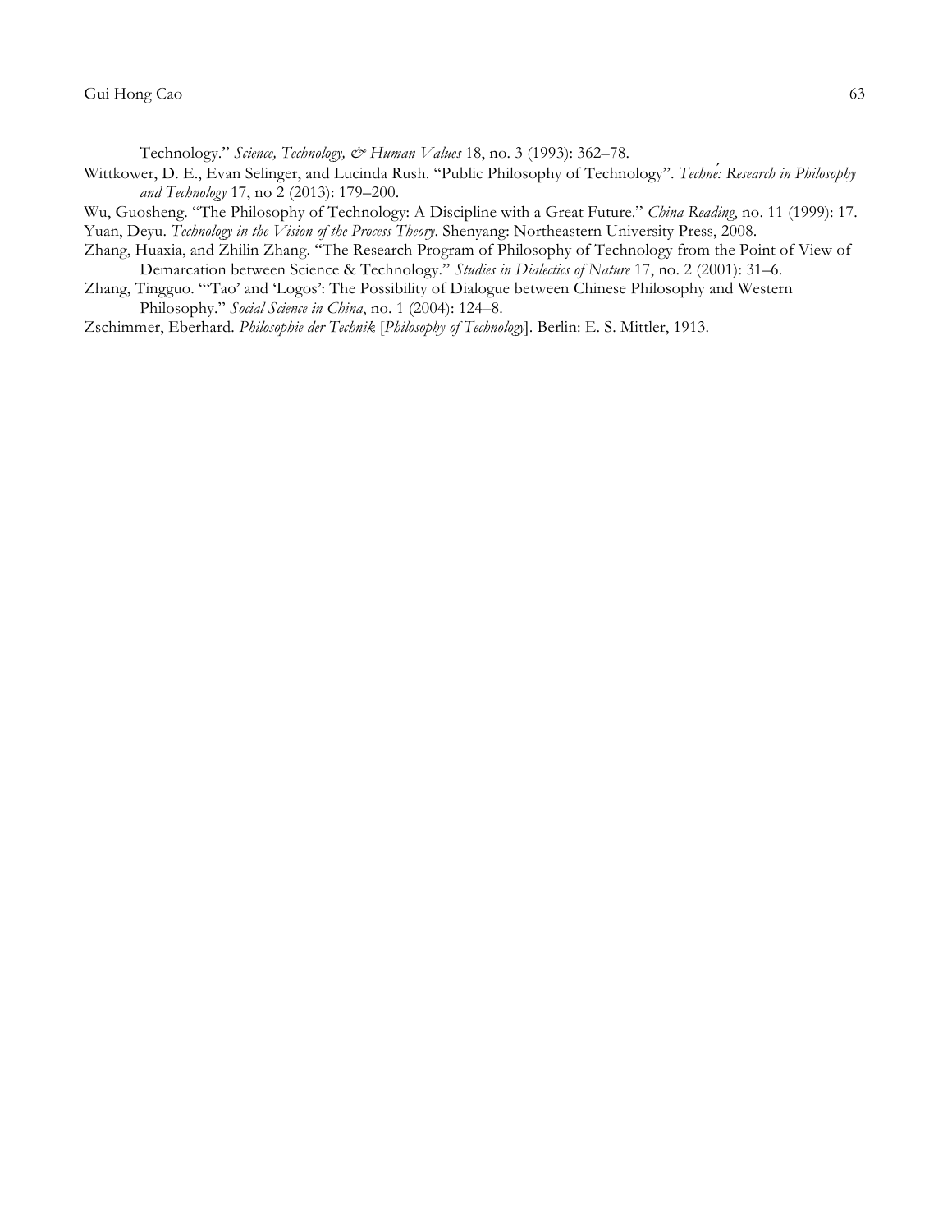Technology." *Science, Technology, & Human Values* 18, no. 3 (1993): 362–78.

Wittkower, D. E., Evan Selinger, and Lucinda Rush. "Public Philosophy of Technology". *Techné: Research in Philosophy and Technology* 17, no 2 (2013): 179–200.

Wu, Guosheng. "The Philosophy of Technology: A Discipline with a Great Future." *China Reading*, no. 11 (1999): 17.

Yuan, Deyu. *Technology in the Vision of the Process Theory*. Shenyang: Northeastern University Press, 2008.

Zhang, Huaxia, and Zhilin Zhang. "The Research Program of Philosophy of Technology from the Point of View of Demarcation between Science & Technology." *Studies in Dialectics of Nature* 17, no. 2 (2001): 31–6.

Zhang, Tingguo. "'Tao' and 'Logos': The Possibility of Dialogue between Chinese Philosophy and Western Philosophy." *Social Science in China*, no. 1 (2004): 124–8.

Zschimmer, Eberhard. *Philosophie der Technik* [*Philosophy of Technology*]. Berlin: E. S. Mittler, 1913.